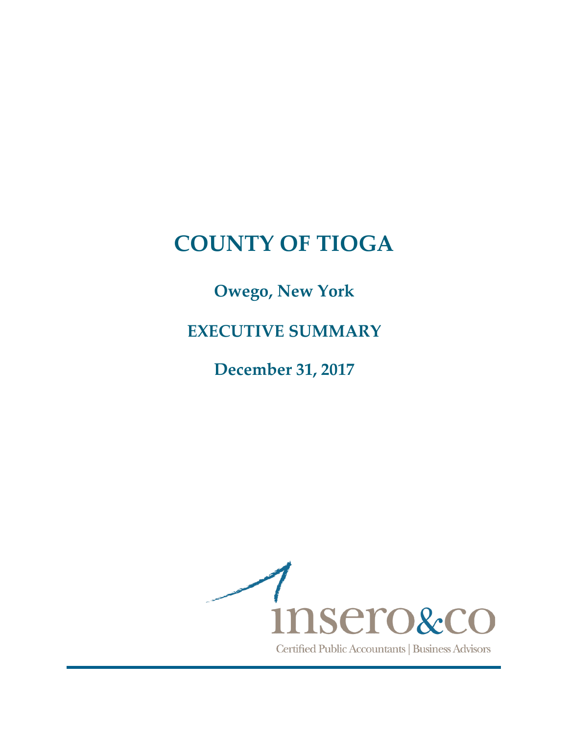# COUNTY OF TIOGA

## Owego, New York

## EXECUTIVE SUMMARY

## December 31, 2017

insero&co

Certified Public Accountants | Business Advisors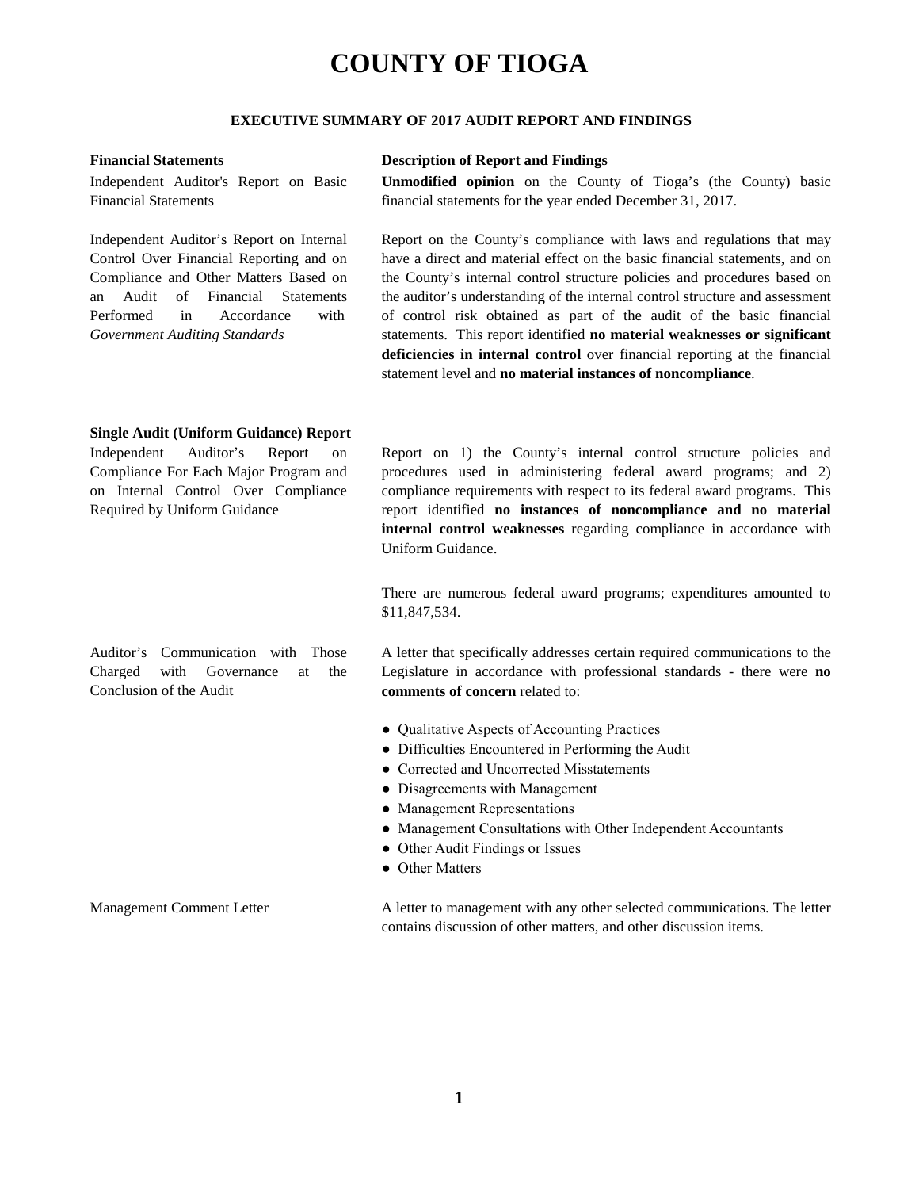# COUNTY OF TIOGA

## EXECUTIVE SUMMARY OF 2017 AUDIT REPORT AND FINDINGS

| **Financial Statements** | **Description of Report and Findings** |
| --- | --- |
| Independent Auditor's Report on Basic Financial Statements | **Unmodified opinion** on the County of Tioga's (the County) basic financial statements for the year ended December 31, 2017. |
| Independent Auditor's Report on Internal Control Over Financial Reporting and on Compliance and Other Matters Based on an Audit of Financial Statements Performed in Accordance with *Government Auditing Standards* | Report on the County's compliance with laws and regulations that may have a direct and material effect on the basic financial statements, and on the County's internal control structure policies and procedures based on the auditor's understanding of the internal control structure and assessment of control risk obtained as part of the audit of the basic financial statements. This report identified **no material weaknesses or significant deficiencies in internal control** over financial reporting at the financial statement level and **no material instances of noncompliance**. |
| **Single Audit (Uniform Guidance) Report** | |
| Independent Auditor's Report on Compliance For Each Major Program and on Internal Control Over Compliance Required by Uniform Guidance | Report on 1) the County's internal control structure policies and procedures used in administering federal award programs; and 2) compliance requirements with respect to its federal award programs. This report identified **no instances of noncompliance and no material internal control weaknesses** regarding compliance in accordance with Uniform Guidance.<br><br>There are numerous federal award programs; expenditures amounted to $11,847,534. |
| Auditor's Communication with Those Charged with Governance at the Conclusion of the Audit | A letter that specifically addresses certain required communications to the Legislature in accordance with professional standards - there were **no comments of concern** related to:<br>● Qualitative Aspects of Accounting Practices<br>● Difficulties Encountered in Performing the Audit<br>● Corrected and Uncorrected Misstatements<br>● Disagreements with Management<br>● Management Representations<br>● Management Consultations with Other Independent Accountants<br>● Other Audit Findings or Issues<br>● Other Matters |
| Management Comment Letter | A letter to management with any other selected communications. The letter contains discussion of other matters, and other discussion items. |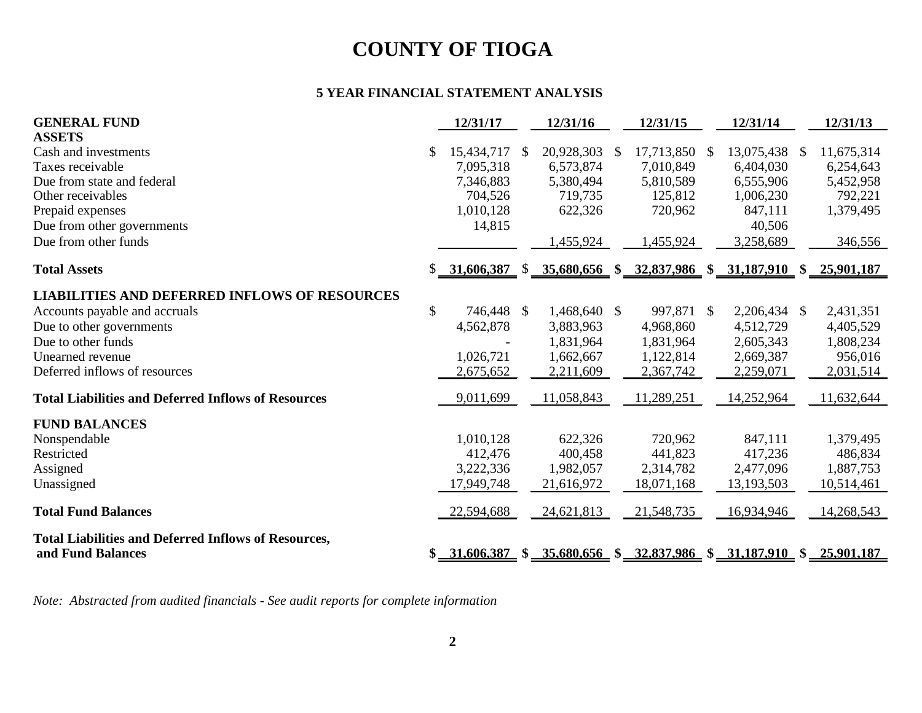# COUNTY OF TIOGA

## 5 YEAR FINANCIAL STATEMENT ANALYSIS

| **GENERAL FUND** | **12/31/17** | **12/31/16** | **12/31/15** | **12/31/14** | **12/31/13** |
|---|---|---|---|---|---|
| **ASSETS** | | | | | |
| Cash and investments | $ 15,434,717 | $ 20,928,303 | $ 17,713,850 | $ 13,075,438 | $ 11,675,314 |
| Taxes receivable | 7,095,318 | 6,573,874 | 7,010,849 | 6,404,030 | 6,254,643 |
| Due from state and federal | 7,346,883 | 5,380,494 | 5,810,589 | 6,555,906 | 5,452,958 |
| Other receivables | 704,526 | 719,735 | 125,812 | 1,006,230 | 792,221 |
| Prepaid expenses | 1,010,128 | 622,326 | 720,962 | 847,111 | 1,379,495 |
| Due from other governments | 14,815 | | | 40,506 | |
| Due from other funds | | 1,455,924 | 1,455,924 | 3,258,689 | 346,556 |
| **Total Assets** | **$ 31,606,387** | **$ 35,680,656** | **$ 32,837,986** | **$ 31,187,910** | **$ 25,901,187** |
| **LIABILITIES AND DEFERRED INFLOWS OF RESOURCES** | | | | | |
| Accounts payable and accruals | $ 746,448 | $ 1,468,640 | $ 997,871 | $ 2,206,434 | $ 2,431,351 |
| Due to other governments | 4,562,878 | 3,883,963 | 4,968,860 | 4,512,729 | 4,405,529 |
| Due to other funds | - | 1,831,964 | 1,831,964 | 2,605,343 | 1,808,234 |
| Unearned revenue | 1,026,721 | 1,662,667 | 1,122,814 | 2,669,387 | 956,016 |
| Deferred inflows of resources | 2,675,652 | 2,211,609 | 2,367,742 | 2,259,071 | 2,031,514 |
| **Total Liabilities and Deferred Inflows of Resources** | 9,011,699 | 11,058,843 | 11,289,251 | 14,252,964 | 11,632,644 |
| **FUND BALANCES** | | | | | |
| Nonspendable | 1,010,128 | 622,326 | 720,962 | 847,111 | 1,379,495 |
| Restricted | 412,476 | 400,458 | 441,823 | 417,236 | 486,834 |
| Assigned | 3,222,336 | 1,982,057 | 2,314,782 | 2,477,096 | 1,887,753 |
| Unassigned | 17,949,748 | 21,616,972 | 18,071,168 | 13,193,503 | 10,514,461 |
| **Total Fund Balances** | 22,594,688 | 24,621,813 | 21,548,735 | 16,934,946 | 14,268,543 |
| **Total Liabilities and Deferred Inflows of Resources, and Fund Balances** | **$ 31,606,387** | **$ 35,680,656** | **$ 32,837,986** | **$ 31,187,910** | **$ 25,901,187** |

*Note: Abstracted from audited financials - See audit reports for complete information*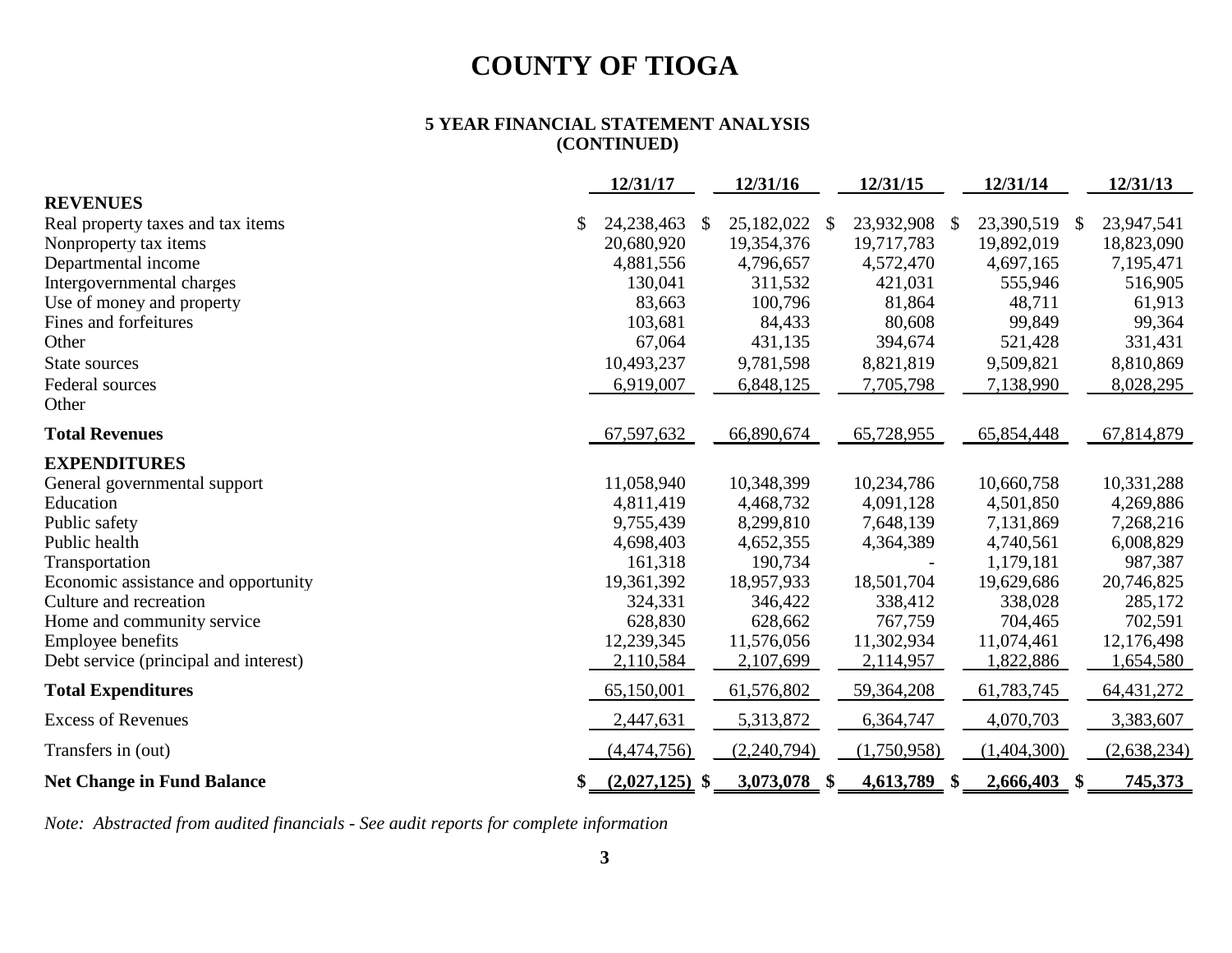# COUNTY OF TIOGA

### 5 YEAR FINANCIAL STATEMENT ANALYSIS (CONTINUED)

| | 12/31/17 | 12/31/16 | 12/31/15 | 12/31/14 | 12/31/13 |
|---|---|---|---|---|---|
| **REVENUES** | | | | | |
| Real property taxes and tax items | $ 24,238,463 | $ 25,182,022 | $ 23,932,908 | $ 23,390,519 | $ 23,947,541 |
| Nonproperty tax items | 20,680,920 | 19,354,376 | 19,717,783 | 19,892,019 | 18,823,090 |
| Departmental income | 4,881,556 | 4,796,657 | 4,572,470 | 4,697,165 | 7,195,471 |
| Intergovernmental charges | 130,041 | 311,532 | 421,031 | 555,946 | 516,905 |
| Use of money and property | 83,663 | 100,796 | 81,864 | 48,711 | 61,913 |
| Fines and forfeitures | 103,681 | 84,433 | 80,608 | 99,849 | 99,364 |
| Other | 67,064 | 431,135 | 394,674 | 521,428 | 331,431 |
| State sources | 10,493,237 | 9,781,598 | 8,821,819 | 9,509,821 | 8,810,869 |
| Federal sources | 6,919,007 | 6,848,125 | 7,705,798 | 7,138,990 | 8,028,295 |
| Other | | | | | |
| **Total Revenues** | 67,597,632 | 66,890,674 | 65,728,955 | 65,854,448 | 67,814,879 |
| **EXPENDITURES** | | | | | |
| General governmental support | 11,058,940 | 10,348,399 | 10,234,786 | 10,660,758 | 10,331,288 |
| Education | 4,811,419 | 4,468,732 | 4,091,128 | 4,501,850 | 4,269,886 |
| Public safety | 9,755,439 | 8,299,810 | 7,648,139 | 7,131,869 | 7,268,216 |
| Public health | 4,698,403 | 4,652,355 | 4,364,389 | 4,740,561 | 6,008,829 |
| Transportation | 161,318 | 190,734 | - | 1,179,181 | 987,387 |
| Economic assistance and opportunity | 19,361,392 | 18,957,933 | 18,501,704 | 19,629,686 | 20,746,825 |
| Culture and recreation | 324,331 | 346,422 | 338,412 | 338,028 | 285,172 |
| Home and community service | 628,830 | 628,662 | 767,759 | 704,465 | 702,591 |
| Employee benefits | 12,239,345 | 11,576,056 | 11,302,934 | 11,074,461 | 12,176,498 |
| Debt service (principal and interest) | 2,110,584 | 2,107,699 | 2,114,957 | 1,822,886 | 1,654,580 |
| **Total Expenditures** | 65,150,001 | 61,576,802 | 59,364,208 | 61,783,745 | 64,431,272 |
| Excess of Revenues | 2,447,631 | 5,313,872 | 6,364,747 | 4,070,703 | 3,383,607 |
| Transfers in (out) | (4,474,756) | (2,240,794) | (1,750,958) | (1,404,300) | (2,638,234) |
| **Net Change in Fund Balance** | **$ (2,027,125)** | **$ 3,073,078** | **$ 4,613,789** | **$ 2,666,403** | **$ 745,373** |

*Note: Abstracted from audited financials - See audit reports for complete information*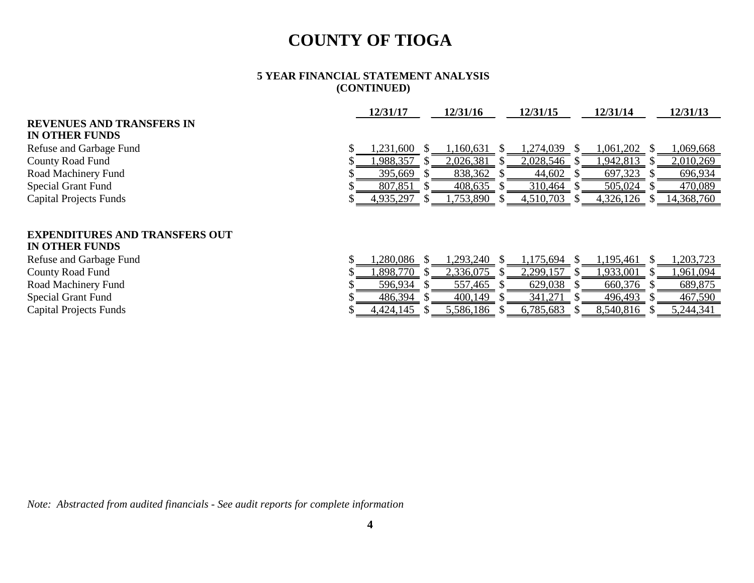# COUNTY OF TIOGA

**5 YEAR FINANCIAL STATEMENT ANALYSIS**
**(CONTINUED)**

| | 12/31/17 | 12/31/16 | 12/31/15 | 12/31/14 | 12/31/13 |
|---|---|---|---|---|---|
| **REVENUES AND TRANSFERS IN IN OTHER FUNDS** | | | | | |
| Refuse and Garbage Fund | $ 1,231,600 | $ 1,160,631 | $ 1,274,039 | $ 1,061,202 | $ 1,069,668 |
| County Road Fund | $ 1,988,357 | $ 2,026,381 | $ 2,028,546 | $ 1,942,813 | $ 2,010,269 |
| Road Machinery Fund | $ 395,669 | $ 838,362 | $ 44,602 | $ 697,323 | $ 696,934 |
| Special Grant Fund | $ 807,851 | $ 408,635 | $ 310,464 | $ 505,024 | $ 470,089 |
| Capital Projects Funds | $ 4,935,297 | $ 1,753,890 | $ 4,510,703 | $ 4,326,126 | $ 14,368,760 |
| **EXPENDITURES AND TRANSFERS OUT IN OTHER FUNDS** | | | | | |
| Refuse and Garbage Fund | $ 1,280,086 | $ 1,293,240 | $ 1,175,694 | $ 1,195,461 | $ 1,203,723 |
| County Road Fund | $ 1,898,770 | $ 2,336,075 | $ 2,299,157 | $ 1,933,001 | $ 1,961,094 |
| Road Machinery Fund | $ 596,934 | $ 557,465 | $ 629,038 | $ 660,376 | $ 689,875 |
| Special Grant Fund | $ 486,394 | $ 400,149 | $ 341,271 | $ 496,493 | $ 467,590 |
| Capital Projects Funds | $ 4,424,145 | $ 5,586,186 | $ 6,785,683 | $ 8,540,816 | $ 5,244,341 |

*Note: Abstracted from audited financials - See audit reports for complete information*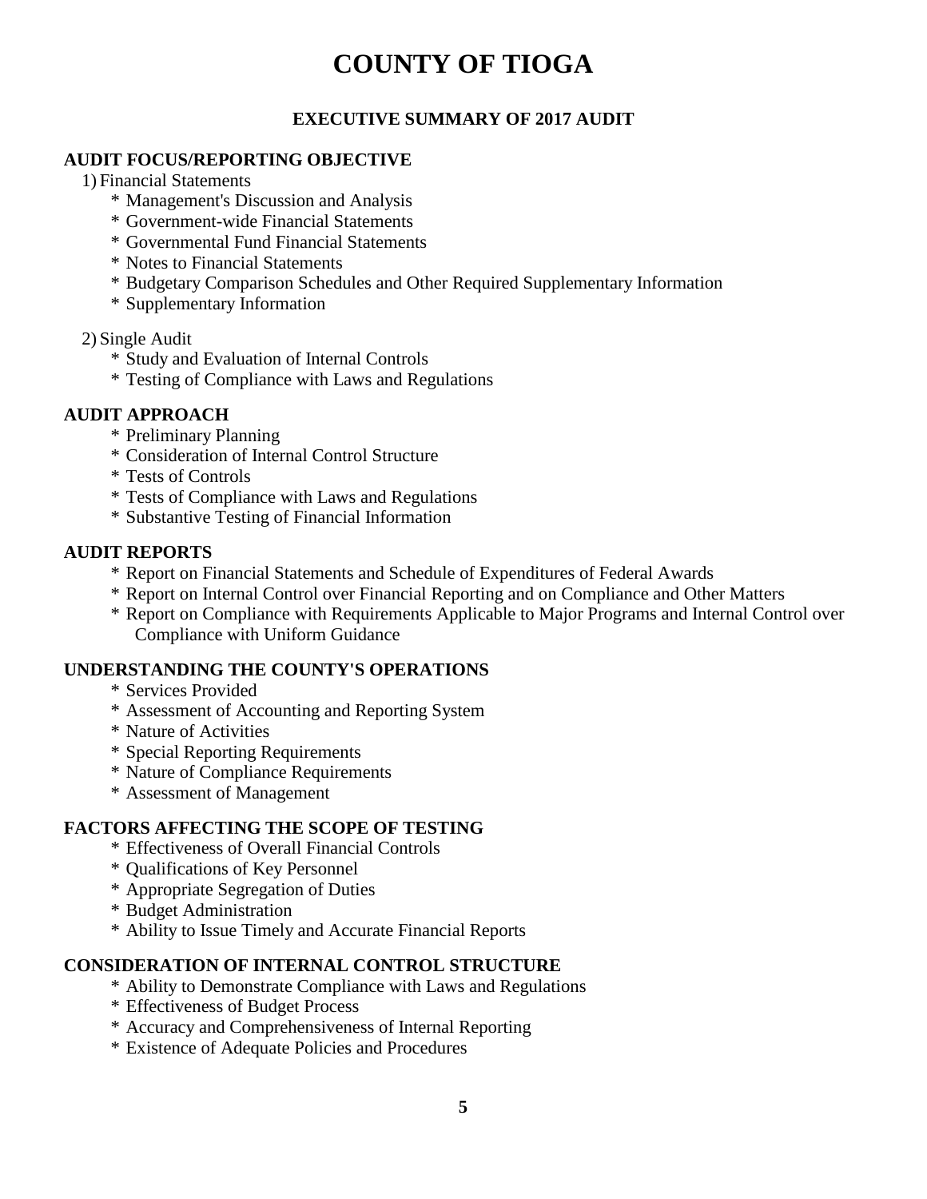# COUNTY OF TIOGA

## EXECUTIVE SUMMARY OF 2017 AUDIT

### AUDIT FOCUS/REPORTING OBJECTIVE

1) Financial Statements
   * Management's Discussion and Analysis
   * Government-wide Financial Statements
   * Governmental Fund Financial Statements
   * Notes to Financial Statements
   * Budgetary Comparison Schedules and Other Required Supplementary Information
   * Supplementary Information

2) Single Audit
   * Study and Evaluation of Internal Controls
   * Testing of Compliance with Laws and Regulations

### AUDIT APPROACH

* Preliminary Planning
* Consideration of Internal Control Structure
* Tests of Controls
* Tests of Compliance with Laws and Regulations
* Substantive Testing of Financial Information

### AUDIT REPORTS

* Report on Financial Statements and Schedule of Expenditures of Federal Awards
* Report on Internal Control over Financial Reporting and on Compliance and Other Matters
* Report on Compliance with Requirements Applicable to Major Programs and Internal Control over Compliance with Uniform Guidance

### UNDERSTANDING THE COUNTY'S OPERATIONS

* Services Provided
* Assessment of Accounting and Reporting System
* Nature of Activities
* Special Reporting Requirements
* Nature of Compliance Requirements
* Assessment of Management

### FACTORS AFFECTING THE SCOPE OF TESTING

* Effectiveness of Overall Financial Controls
* Qualifications of Key Personnel
* Appropriate Segregation of Duties
* Budget Administration
* Ability to Issue Timely and Accurate Financial Reports

### CONSIDERATION OF INTERNAL CONTROL STRUCTURE

* Ability to Demonstrate Compliance with Laws and Regulations
* Effectiveness of Budget Process
* Accuracy and Comprehensiveness of Internal Reporting
* Existence of Adequate Policies and Procedures